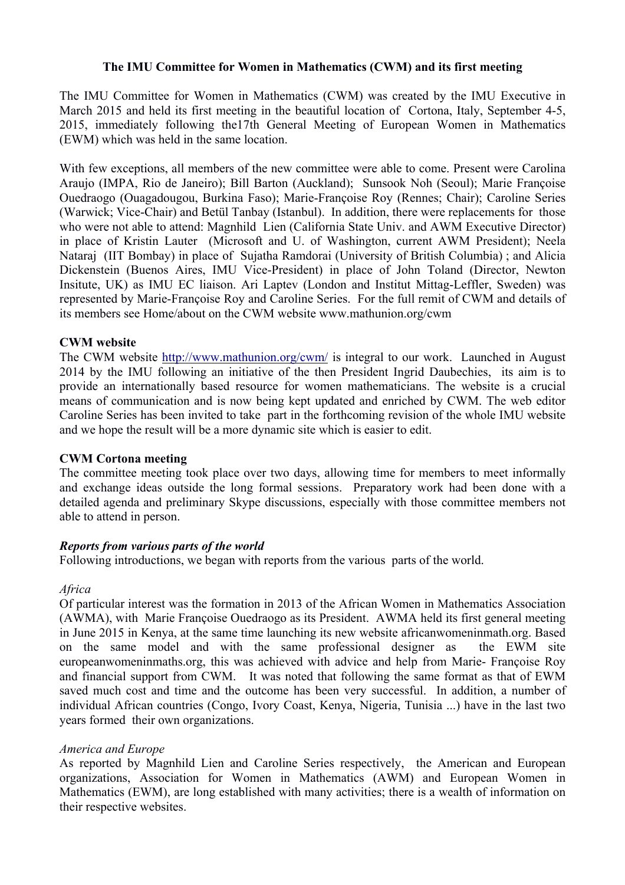# The IMU Committee for Women in Mathematics (CWM) and its first meeting

The IMU Committee for Women in Mathematics (CWM) was created by the IMU Executive in March 2015 and held its first meeting in the beautiful location of Cortona, Italy, September 4-5, 2015, immediately following the17th General Meeting of European Women in Mathematics (EWM) which was held in the same location.

With few exceptions, all members of the new committee were able to come. Present were Carolina Araujo (IMPA, Rio de Janeiro); Bill Barton (Auckland); Sunsook Noh (Seoul); Marie Françoise Ouedraogo (Ouagadougou, Burkina Faso); Marie-Françoise Roy (Rennes; Chair); Caroline Series (Warwick; Vice-Chair) and Betül Tanbay (Istanbul). In addition, there were replacements for those who were not able to attend: Magnhild Lien (California State Univ. and AWM Executive Director) in place of Kristin Lauter (Microsoft and U. of Washington, current AWM President); Neela Nataraj (IIT Bombay) in place of Sujatha Ramdorai (University of British Columbia) ; and Alicia Dickenstein (Buenos Aires, IMU Vice-President) in place of John Toland (Director, Newton Insitute, UK) as IMU EC liaison. Ari Laptev (London and Institut Mittag-Leffler, Sweden) was represented by Marie-Françoise Roy and Caroline Series. For the full remit of CWM and details of its members see Home/about on the CWM website www.mathunion.org/cwm

## CWM website

The CWM website http://www.mathunion.org/cwm/ is integral to our work. Launched in August 2014 by the IMU following an initiative of the then President Ingrid Daubechies, its aim is to provide an internationally based resource for women mathematicians. The website is a crucial means of communication and is now being kept updated and enriched by CWM. The web editor Caroline Series has been invited to take part in the forthcoming revision of the whole IMU website and we hope the result will be a more dynamic site which is easier to edit.

## CWM Cortona meeting

The committee meeting took place over two days, allowing time for members to meet informally and exchange ideas outside the long formal sessions. Preparatory work had been done with a detailed agenda and preliminary Skype discussions, especially with those committee members not able to attend in person.

### *Reports from various parts of the world*

Following introductions, we began with reports from the various parts of the world.

#### *Africa*

Of particular interest was the formation in 2013 of the African Women in Mathematics Association (AWMA), with Marie Françoise Ouedraogo as its President. AWMA held its first general meeting in June 2015 in Kenya, at the same time launching its new website africanwomeninmath.org. Based on the same model and with the same professional designer as the EWM site europeanwomeninmaths.org, this was achieved with advice and help from Marie- Françoise Roy and financial support from CWM. It was noted that following the same format as that of EWM saved much cost and time and the outcome has been very successful. In addition, a number of individual African countries (Congo, Ivory Coast, Kenya, Nigeria, Tunisia ...) have in the last two years formed their own organizations.

#### *America and Europe*

As reported by Magnhild Lien and Caroline Series respectively, the American and European organizations, Association for Women in Mathematics (AWM) and European Women in Mathematics (EWM), are long established with many activities; there is a wealth of information on their respective websites.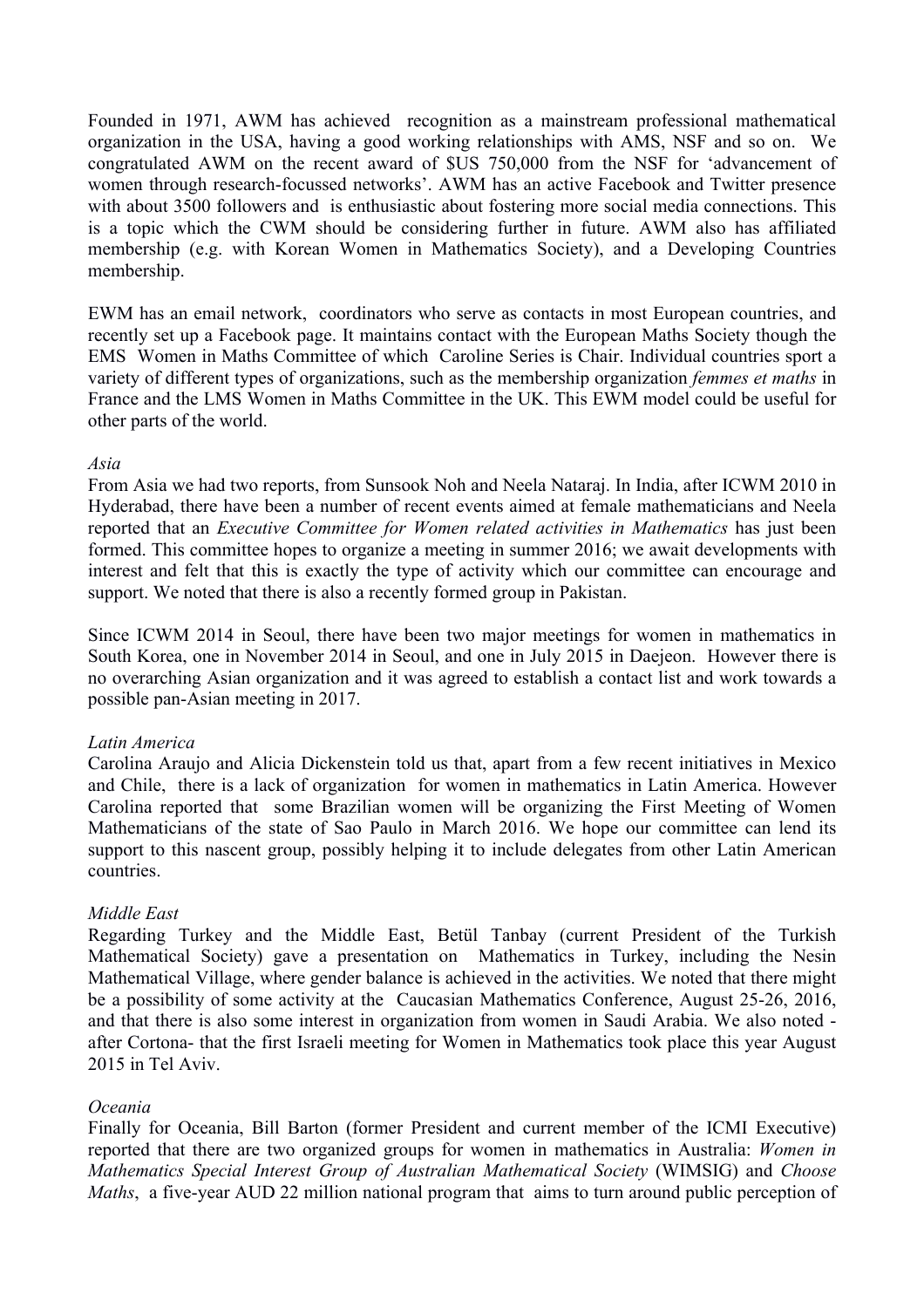Founded in 1971, AWM has achieved recognition as a mainstream professional mathematical organization in the USA, having a good working relationships with AMS, NSF and so on. We congratulated AWM on the recent award of $US 750,000 from the NSF for 'advancement of women through research-focussed networks'. AWM has an active Facebook and Twitter presence with about 3500 followers and is enthusiastic about fostering more social media connections. This is a topic which the CWM should be considering further in future. AWM also has affiliated membership (e.g. with Korean Women in Mathematics Society), and a Developing Countries membership.

EWM has an email network, coordinators who serve as contacts in most European countries, and recently set up a Facebook page. It maintains contact with the European Maths Society though the EMS Women in Maths Committee of which Caroline Series is Chair. Individual countries sport a variety of different types of organizations, such as the membership organization *femmes et maths* in France and the LMS Women in Maths Committee in the UK. This EWM model could be useful for other parts of the world.

*Asia*

From Asia we had two reports, from Sunsook Noh and Neela Nataraj. In India, after ICWM 2010 in Hyderabad, there have been a number of recent events aimed at female mathematicians and Neela reported that an *Executive Committee for Women related activities in Mathematics* has just been formed. This committee hopes to organize a meeting in summer 2016; we await developments with interest and felt that this is exactly the type of activity which our committee can encourage and support. We noted that there is also a recently formed group in Pakistan.

Since ICWM 2014 in Seoul, there have been two major meetings for women in mathematics in South Korea, one in November 2014 in Seoul, and one in July 2015 in Daejeon. However there is no overarching Asian organization and it was agreed to establish a contact list and work towards a possible pan-Asian meeting in 2017.

*Latin America*

Carolina Araujo and Alicia Dickenstein told us that, apart from a few recent initiatives in Mexico and Chile, there is a lack of organization for women in mathematics in Latin America. However Carolina reported that some Brazilian women will be organizing the First Meeting of Women Mathematicians of the state of Sao Paulo in March 2016. We hope our committee can lend its support to this nascent group, possibly helping it to include delegates from other Latin American countries.

*Middle East*

Regarding Turkey and the Middle East, Betül Tanbay (current President of the Turkish Mathematical Society) gave a presentation on Mathematics in Turkey, including the Nesin Mathematical Village, where gender balance is achieved in the activities. We noted that there might be a possibility of some activity at the Caucasian Mathematics Conference, August 25-26, 2016, and that there is also some interest in organization from women in Saudi Arabia. We also noted - after Cortona- that the first Israeli meeting for Women in Mathematics took place this year August 2015 in Tel Aviv.

*Oceania*

Finally for Oceania, Bill Barton (former President and current member of the ICMI Executive) reported that there are two organized groups for women in mathematics in Australia: *Women in Mathematics Special Interest Group of Australian Mathematical Society* (WIMSIG) and *Choose Maths*, a five-year AUD 22 million national program that aims to turn around public perception of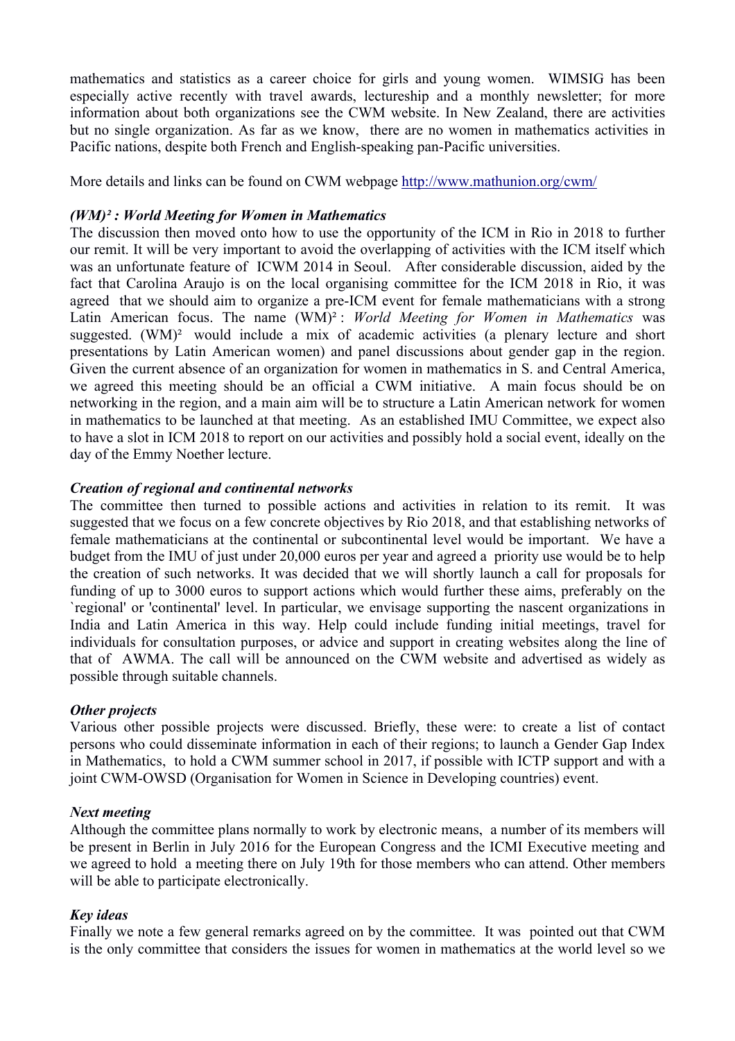mathematics and statistics as a career choice for girls and young women. WIMSIG has been especially active recently with travel awards, lectureship and a monthly newsletter; for more information about both organizations see the CWM website. In New Zealand, there are activities but no single organization. As far as we know, there are no women in mathematics activities in Pacific nations, despite both French and English-speaking pan-Pacific universities.

More details and links can be found on CWM webpage http://www.mathunion.org/cwm/

***(WM)² : World Meeting for Women in Mathematics***

The discussion then moved onto how to use the opportunity of the ICM in Rio in 2018 to further our remit. It will be very important to avoid the overlapping of activities with the ICM itself which was an unfortunate feature of ICWM 2014 in Seoul. After considerable discussion, aided by the fact that Carolina Araujo is on the local organising committee for the ICM 2018 in Rio, it was agreed that we should aim to organize a pre-ICM event for female mathematicians with a strong Latin American focus. The name (WM)² : *World Meeting for Women in Mathematics* was suggested. (WM)² would include a mix of academic activities (a plenary lecture and short presentations by Latin American women) and panel discussions about gender gap in the region. Given the current absence of an organization for women in mathematics in S. and Central America, we agreed this meeting should be an official a CWM initiative. A main focus should be on networking in the region, and a main aim will be to structure a Latin American network for women in mathematics to be launched at that meeting. As an established IMU Committee, we expect also to have a slot in ICM 2018 to report on our activities and possibly hold a social event, ideally on the day of the Emmy Noether lecture.

***Creation of regional and continental networks***

The committee then turned to possible actions and activities in relation to its remit. It was suggested that we focus on a few concrete objectives by Rio 2018, and that establishing networks of female mathematicians at the continental or subcontinental level would be important. We have a budget from the IMU of just under 20,000 euros per year and agreed a priority use would be to help the creation of such networks. It was decided that we will shortly launch a call for proposals for funding of up to 3000 euros to support actions which would further these aims, preferably on the `regional' or 'continental' level. In particular, we envisage supporting the nascent organizations in India and Latin America in this way. Help could include funding initial meetings, travel for individuals for consultation purposes, or advice and support in creating websites along the line of that of AWMA. The call will be announced on the CWM website and advertised as widely as possible through suitable channels.

***Other projects***

Various other possible projects were discussed. Briefly, these were: to create a list of contact persons who could disseminate information in each of their regions; to launch a Gender Gap Index in Mathematics, to hold a CWM summer school in 2017, if possible with ICTP support and with a joint CWM-OWSD (Organisation for Women in Science in Developing countries) event.

***Next meeting***

Although the committee plans normally to work by electronic means, a number of its members will be present in Berlin in July 2016 for the European Congress and the ICMI Executive meeting and we agreed to hold a meeting there on July 19th for those members who can attend. Other members will be able to participate electronically.

***Key ideas***

Finally we note a few general remarks agreed on by the committee. It was pointed out that CWM is the only committee that considers the issues for women in mathematics at the world level so we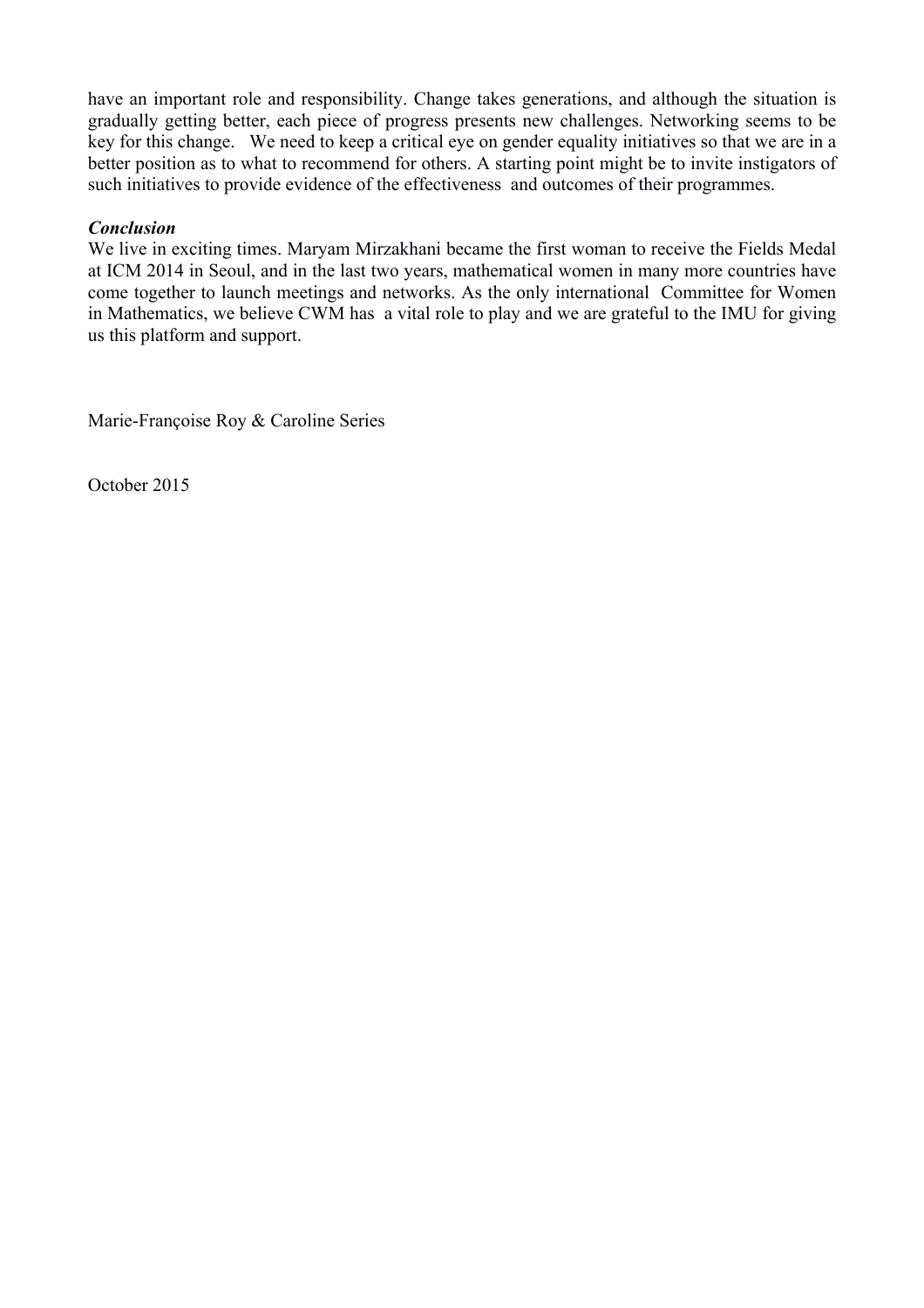have an important role and responsibility. Change takes generations, and although the situation is gradually getting better, each piece of progress presents new challenges. Networking seems to be key for this change. We need to keep a critical eye on gender equality initiatives so that we are in a better position as to what to recommend for others. A starting point might be to invite instigators of such initiatives to provide evidence of the effectiveness and outcomes of their programmes.

***Conclusion***

We live in exciting times. Maryam Mirzakhani became the first woman to receive the Fields Medal at ICM 2014 in Seoul, and in the last two years, mathematical women in many more countries have come together to launch meetings and networks. As the only international Committee for Women in Mathematics, we believe CWM has a vital role to play and we are grateful to the IMU for giving us this platform and support.

Marie-Françoise Roy & Caroline Series

October 2015